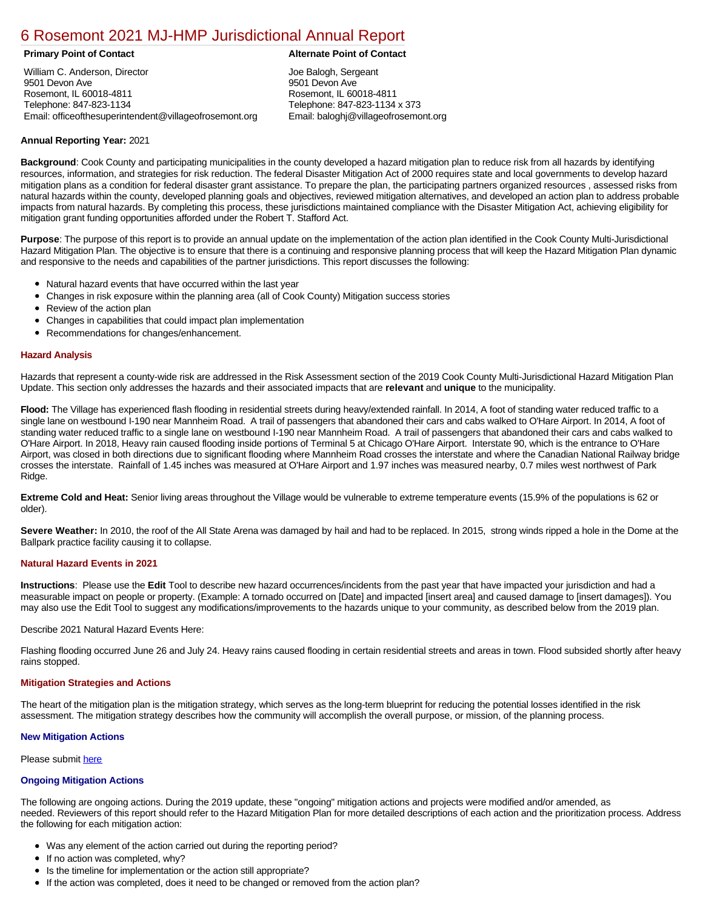# 6 Rosemont 2021 MJ-HMP Jurisdictional Annual Report

**Primary Point of Contact**

William C. Anderson, Director
9501 Devon Ave
Rosemont, IL 60018-4811
Telephone: 847-823-1134
Email: officeofthesuperintendent@villageofrosemont.org

**Alternate Point of Contact**

Joe Balogh, Sergeant
9501 Devon Ave
Rosemont, IL 60018-4811
Telephone: 847-823-1134 x 373
Email: baloghj@villageofrosemont.org

**Annual Reporting Year:** 2021

**Background**: Cook County and participating municipalities in the county developed a hazard mitigation plan to reduce risk from all hazards by identifying resources, information, and strategies for risk reduction. The federal Disaster Mitigation Act of 2000 requires state and local governments to develop hazard mitigation plans as a condition for federal disaster grant assistance. To prepare the plan, the participating partners organized resources , assessed risks from natural hazards within the county, developed planning goals and objectives, reviewed mitigation alternatives, and developed an action plan to address probable impacts from natural hazards. By completing this process, these jurisdictions maintained compliance with the Disaster Mitigation Act, achieving eligibility for mitigation grant funding opportunities afforded under the Robert T. Stafford Act.

**Purpose**: The purpose of this report is to provide an annual update on the implementation of the action plan identified in the Cook County Multi-Jurisdictional Hazard Mitigation Plan. The objective is to ensure that there is a continuing and responsive planning process that will keep the Hazard Mitigation Plan dynamic and responsive to the needs and capabilities of the partner jurisdictions. This report discusses the following:

- Natural hazard events that have occurred within the last year
- Changes in risk exposure within the planning area (all of Cook County) Mitigation success stories
- Review of the action plan
- Changes in capabilities that could impact plan implementation
- Recommendations for changes/enhancement.

## Hazard Analysis

Hazards that represent a county-wide risk are addressed in the Risk Assessment section of the 2019 Cook County Multi-Jurisdictional Hazard Mitigation Plan Update. This section only addresses the hazards and their associated impacts that are **relevant** and **unique** to the municipality.

**Flood:** The Village has experienced flash flooding in residential streets during heavy/extended rainfall. In 2014, A foot of standing water reduced traffic to a single lane on westbound I-190 near Mannheim Road. A trail of passengers that abandoned their cars and cabs walked to O'Hare Airport. In 2014, A foot of standing water reduced traffic to a single lane on westbound I-190 near Mannheim Road. A trail of passengers that abandoned their cars and cabs walked to O'Hare Airport. In 2018, Heavy rain caused flooding inside portions of Terminal 5 at Chicago O'Hare Airport. Interstate 90, which is the entrance to O'Hare Airport, was closed in both directions due to significant flooding where Mannheim Road crosses the interstate and where the Canadian National Railway bridge crosses the interstate. Rainfall of 1.45 inches was measured at O'Hare Airport and 1.97 inches was measured nearby, 0.7 miles west northwest of Park Ridge.

**Extreme Cold and Heat:** Senior living areas throughout the Village would be vulnerable to extreme temperature events (15.9% of the populations is 62 or older).

**Severe Weather:** In 2010, the roof of the All State Arena was damaged by hail and had to be replaced. In 2015, strong winds ripped a hole in the Dome at the Ballpark practice facility causing it to collapse.

## Natural Hazard Events in 2021

**Instructions**: Please use the **Edit** Tool to describe new hazard occurrences/incidents from the past year that have impacted your jurisdiction and had a measurable impact on people or property. (Example: A tornado occurred on [Date] and impacted [insert area] and caused damage to [insert damages]). You may also use the Edit Tool to suggest any modifications/improvements to the hazards unique to your community, as described below from the 2019 plan.

Describe 2021 Natural Hazard Events Here:

Flashing flooding occurred June 26 and July 24. Heavy rains caused flooding in certain residential streets and areas in town. Flood subsided shortly after heavy rains stopped.

## Mitigation Strategies and Actions

The heart of the mitigation plan is the mitigation strategy, which serves as the long-term blueprint for reducing the potential losses identified in the risk assessment. The mitigation strategy describes how the community will accomplish the overall purpose, or mission, of the planning process.

### New Mitigation Actions

Please submit here

### Ongoing Mitigation Actions

The following are ongoing actions. During the 2019 update, these "ongoing" mitigation actions and projects were modified and/or amended, as needed. Reviewers of this report should refer to the Hazard Mitigation Plan for more detailed descriptions of each action and the prioritization process. Address the following for each mitigation action:

- Was any element of the action carried out during the reporting period?
- If no action was completed, why?
- Is the timeline for implementation or the action still appropriate?
- If the action was completed, does it need to be changed or removed from the action plan?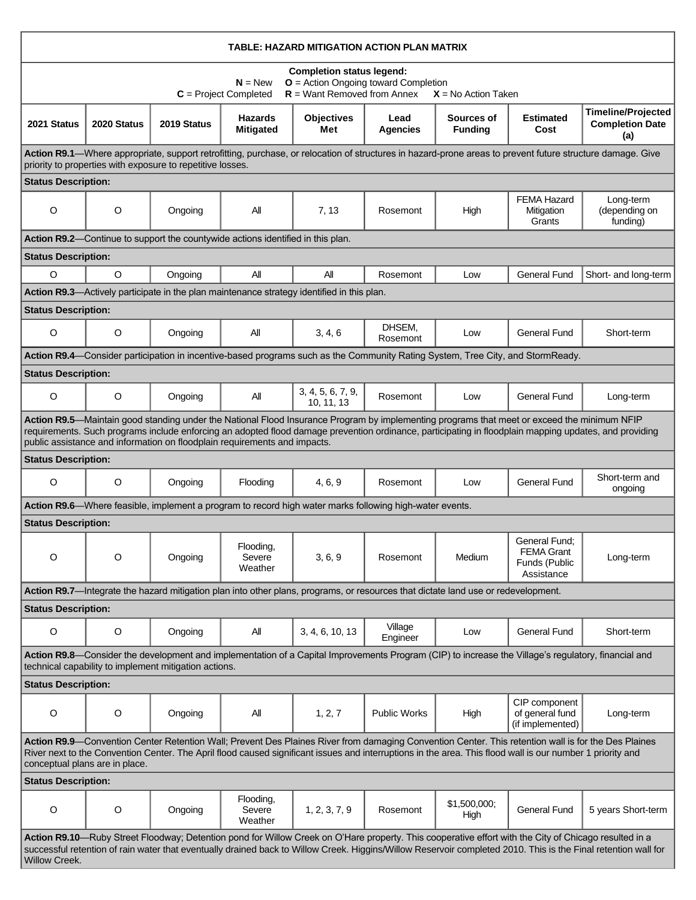| TABLE: HAZARD MITIGATION ACTION PLAN MATRIX | | | | | | | | |
|---|---|---|---|---|---|---|---|---|
| **Completion status legend:** **N** = New **O** = Action Ongoing toward Completion **C** = Project Completed **R** = Want Removed from Annex **X** = No Action Taken | | | | | | | | |
| **2021 Status** | **2020 Status** | **2019 Status** | **Hazards Mitigated** | **Objectives Met** | **Lead Agencies** | **Sources of Funding** | **Estimated Cost** | **Timeline/Projected Completion Date (a)** |
| **Action R9.1**—Where appropriate, support retrofitting, purchase, or relocation of structures in hazard-prone areas to prevent future structure damage. Give priority to properties with exposure to repetitive losses. | | | | | | | | |
| **Status Description:** | | | | | | | | |
| O | O | Ongoing | All | 7, 13 | Rosemont | High | FEMA Hazard Mitigation Grants | Long-term (depending on funding) |
| **Action R9.2**—Continue to support the countywide actions identified in this plan. | | | | | | | | |
| **Status Description:** | | | | | | | | |
| O | O | Ongoing | All | All | Rosemont | Low | General Fund | Short- and long-term |
| **Action R9.3**—Actively participate in the plan maintenance strategy identified in this plan. | | | | | | | | |
| **Status Description:** | | | | | | | | |
| O | O | Ongoing | All | 3, 4, 6 | DHSEM, Rosemont | Low | General Fund | Short-term |
| **Action R9.4**—Consider participation in incentive-based programs such as the Community Rating System, Tree City, and StormReady. | | | | | | | | |
| **Status Description:** | | | | | | | | |
| O | O | Ongoing | All | 3, 4, 5, 6, 7, 9, 10, 11, 13 | Rosemont | Low | General Fund | Long-term |
| **Action R9.5**—Maintain good standing under the National Flood Insurance Program by implementing programs that meet or exceed the minimum NFIP requirements. Such programs include enforcing an adopted flood damage prevention ordinance, participating in floodplain mapping updates, and providing public assistance and information on floodplain requirements and impacts. | | | | | | | | |
| **Status Description:** | | | | | | | | |
| O | O | Ongoing | Flooding | 4, 6, 9 | Rosemont | Low | General Fund | Short-term and ongoing |
| **Action R9.6**—Where feasible, implement a program to record high water marks following high-water events. | | | | | | | | |
| **Status Description:** | | | | | | | | |
| O | O | Ongoing | Flooding, Severe Weather | 3, 6, 9 | Rosemont | Medium | General Fund; FEMA Grant Funds (Public Assistance | Long-term |
| **Action R9.7**—Integrate the hazard mitigation plan into other plans, programs, or resources that dictate land use or redevelopment. | | | | | | | | |
| **Status Description:** | | | | | | | | |
| O | O | Ongoing | All | 3, 4, 6, 10, 13 | Village Engineer | Low | General Fund | Short-term |
| **Action R9.8**—Consider the development and implementation of a Capital Improvements Program (CIP) to increase the Village's regulatory, financial and technical capability to implement mitigation actions. | | | | | | | | |
| **Status Description:** | | | | | | | | |
| O | O | Ongoing | All | 1, 2, 7 | Public Works | High | CIP component of general fund (if implemented) | Long-term |
| **Action R9.9**—Convention Center Retention Wall; Prevent Des Plaines River from damaging Convention Center. This retention wall is for the Des Plaines River next to the Convention Center. The April flood caused significant issues and interruptions in the area. This flood wall is our number 1 priority and conceptual plans are in place. | | | | | | | | |
| **Status Description:** | | | | | | | | |
| O | O | Ongoing | Flooding, Severe Weather | 1, 2, 3, 7, 9 | Rosemont | $1,500,000; High | General Fund | 5 years Short-term |
| **Action R9.10**—Ruby Street Floodway; Detention pond for Willow Creek on O'Hare property. This cooperative effort with the City of Chicago resulted in a successful retention of rain water that eventually drained back to Willow Creek. Higgins/Willow Reservoir completed 2010. This is the Final retention wall for Willow Creek. | | | | | | | | |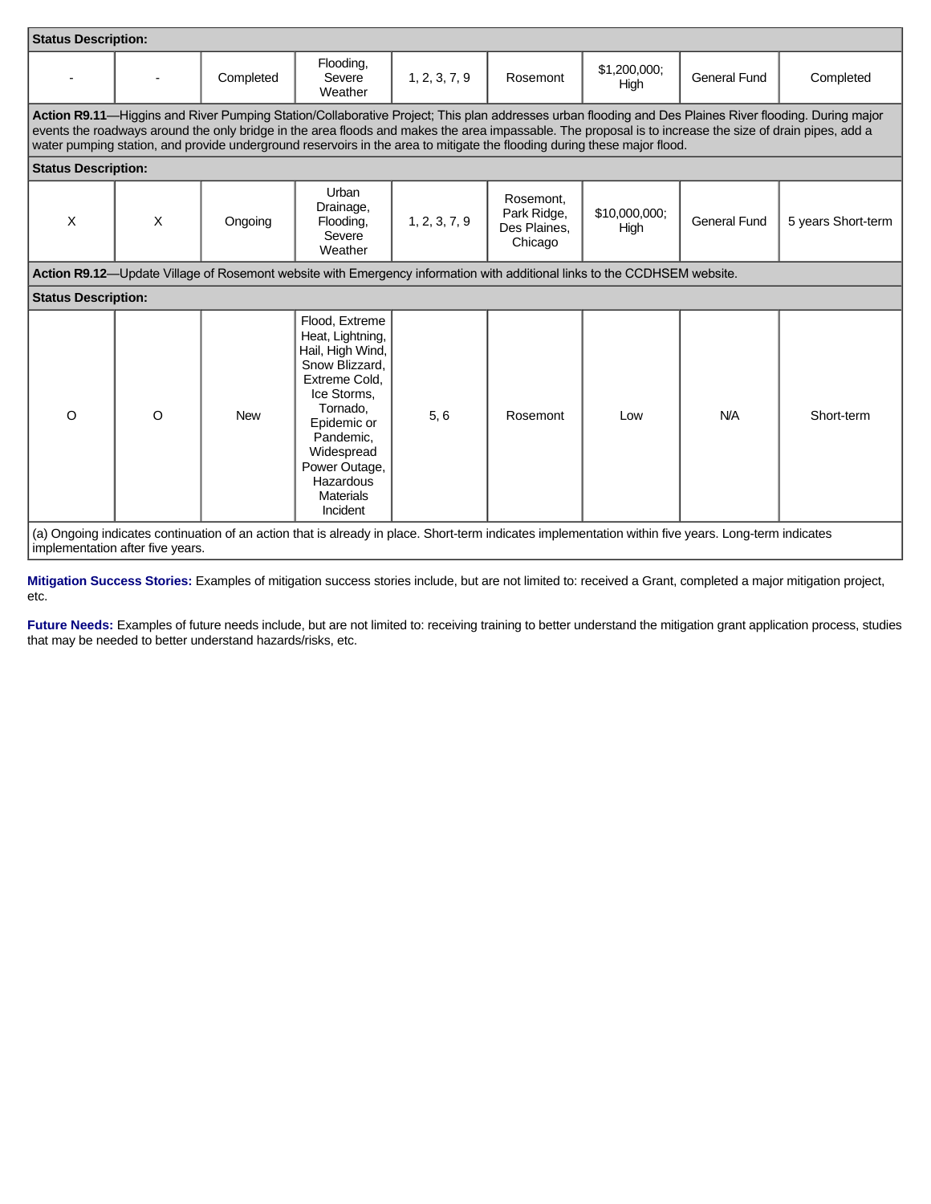| | | | | | | | | |
|---|---|---|---|---|---|---|---|---|
| **Status Description:** | | | | | | | | |
| - | - | Completed | Flooding, Severe Weather | 1, 2, 3, 7, 9 | Rosemont | $1,200,000; High | General Fund | Completed |
| **Action R9.11**—Higgins and River Pumping Station/Collaborative Project; This plan addresses urban flooding and Des Plaines River flooding. During major events the roadways around the only bridge in the area floods and makes the area impassable. The proposal is to increase the size of drain pipes, add a water pumping station, and provide underground reservoirs in the area to mitigate the flooding during these major flood. | | | | | | | | |
| **Status Description:** | | | | | | | | |
| X | X | Ongoing | Urban Drainage, Flooding, Severe Weather | 1, 2, 3, 7, 9 | Rosemont, Park Ridge, Des Plaines, Chicago | $10,000,000; High | General Fund | 5 years Short-term |
| **Action R9.12**—Update Village of Rosemont website with Emergency information with additional links to the CCDHSEM website. | | | | | | | | |
| **Status Description:** | | | | | | | | |
| O | O | New | Flood, Extreme Heat, Lightning, Hail, High Wind, Snow Blizzard, Extreme Cold, Ice Storms, Tornado, Epidemic or Pandemic, Widespread Power Outage, Hazardous Materials Incident | 5, 6 | Rosemont | Low | N/A | Short-term |
| (a) Ongoing indicates continuation of an action that is already in place. Short-term indicates implementation within five years. Long-term indicates implementation after five years. | | | | | | | | |

**Mitigation Success Stories:** Examples of mitigation success stories include, but are not limited to: received a Grant, completed a major mitigation project, etc.

**Future Needs:** Examples of future needs include, but are not limited to: receiving training to better understand the mitigation grant application process, studies that may be needed to better understand hazards/risks, etc.